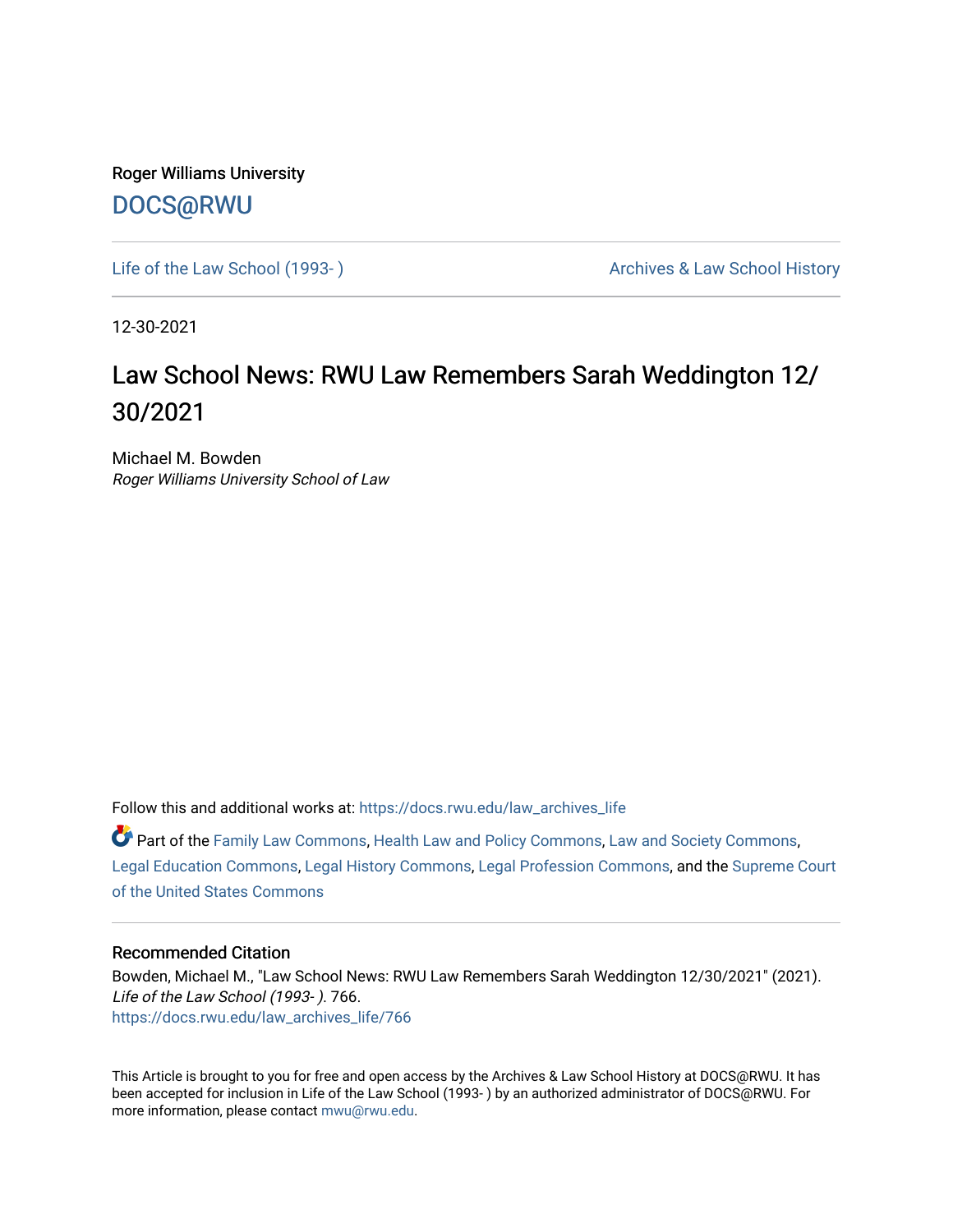Roger Williams University

DOCS@RWU

Life of the Law School (1993- )

Archives & Law School History

12-30-2021

# Law School News: RWU Law Remembers Sarah Weddington 12/30/2021

Michael M. Bowden
*Roger Williams University School of Law*

Follow this and additional works at: https://docs.rwu.edu/law_archives_life

Part of the Family Law Commons, Health Law and Policy Commons, Law and Society Commons, Legal Education Commons, Legal History Commons, Legal Profession Commons, and the Supreme Court of the United States Commons

## Recommended Citation

Bowden, Michael M., "Law School News: RWU Law Remembers Sarah Weddington 12/30/2021" (2021). *Life of the Law School (1993- )*. 766.
https://docs.rwu.edu/law_archives_life/766

This Article is brought to you for free and open access by the Archives & Law School History at DOCS@RWU. It has been accepted for inclusion in Life of the Law School (1993- ) by an authorized administrator of DOCS@RWU. For more information, please contact mwu@rwu.edu.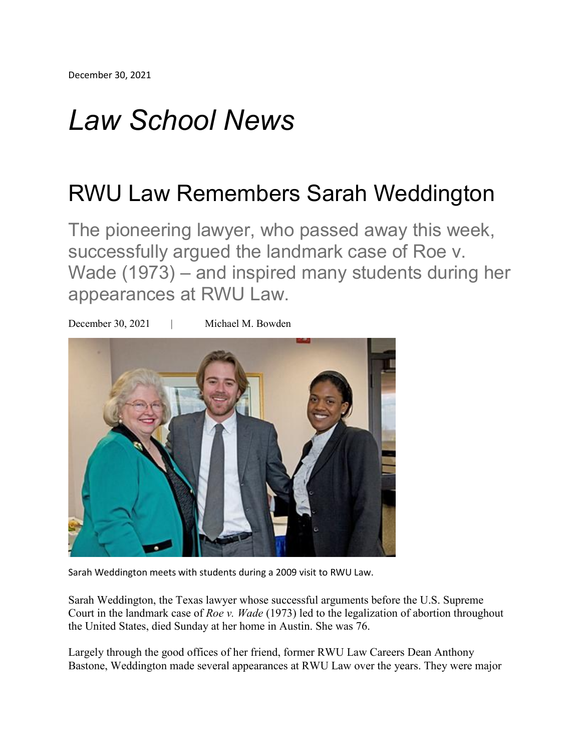December 30, 2021

# *Law School News*

## RWU Law Remembers Sarah Weddington

### The pioneering lawyer, who passed away this week, successfully argued the landmark case of Roe v. Wade (1973) – and inspired many students during her appearances at RWU Law.

December 30, 2021 | Michael M. Bowden

Sarah Weddington meets with students during a 2009 visit to RWU Law.

Sarah Weddington, the Texas lawyer whose successful arguments before the U.S. Supreme Court in the landmark case of *Roe v. Wade* (1973) led to the legalization of abortion throughout the United States, died Sunday at her home in Austin. She was 76.

Largely through the good offices of her friend, former RWU Law Careers Dean Anthony Bastone, Weddington made several appearances at RWU Law over the years. They were major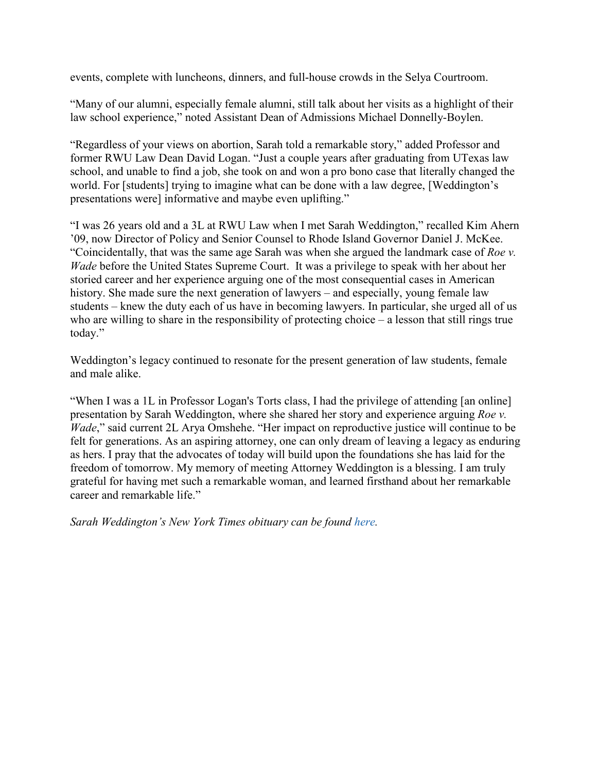events, complete with luncheons, dinners, and full-house crowds in the Selya Courtroom.

"Many of our alumni, especially female alumni, still talk about her visits as a highlight of their law school experience," noted Assistant Dean of Admissions Michael Donnelly-Boylen.

"Regardless of your views on abortion, Sarah told a remarkable story," added Professor and former RWU Law Dean David Logan. "Just a couple years after graduating from UTexas law school, and unable to find a job, she took on and won a pro bono case that literally changed the world. For [students] trying to imagine what can be done with a law degree, [Weddington's presentations were] informative and maybe even uplifting."

"I was 26 years old and a 3L at RWU Law when I met Sarah Weddington," recalled Kim Ahern '09, now Director of Policy and Senior Counsel to Rhode Island Governor Daniel J. McKee. "Coincidentally, that was the same age Sarah was when she argued the landmark case of *Roe v. Wade* before the United States Supreme Court. It was a privilege to speak with her about her storied career and her experience arguing one of the most consequential cases in American history. She made sure the next generation of lawyers – and especially, young female law students – knew the duty each of us have in becoming lawyers. In particular, she urged all of us who are willing to share in the responsibility of protecting choice – a lesson that still rings true today."

Weddington's legacy continued to resonate for the present generation of law students, female and male alike.

"When I was a 1L in Professor Logan's Torts class, I had the privilege of attending [an online] presentation by Sarah Weddington, where she shared her story and experience arguing *Roe v. Wade*," said current 2L Arya Omshehe. "Her impact on reproductive justice will continue to be felt for generations. As an aspiring attorney, one can only dream of leaving a legacy as enduring as hers. I pray that the advocates of today will build upon the foundations she has laid for the freedom of tomorrow. My memory of meeting Attorney Weddington is a blessing. I am truly grateful for having met such a remarkable woman, and learned firsthand about her remarkable career and remarkable life."

*Sarah Weddington's New York Times obituary can be found here.*